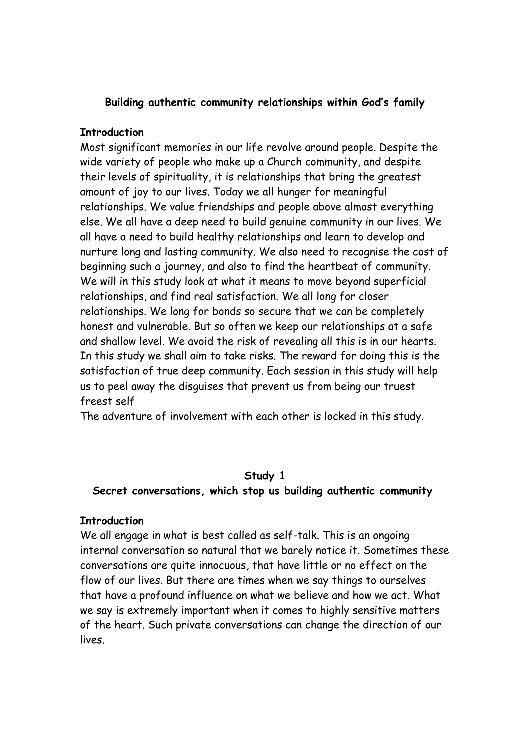## Building authentic community relationships within God's family

**Introduction**

Most significant memories in our life revolve around people. Despite the wide variety of people who make up a Church community, and despite their levels of spirituality, it is relationships that bring the greatest amount of joy to our lives. Today we all hunger for meaningful relationships. We value friendships and people above almost everything else. We all have a deep need to build genuine community in our lives. We all have a need to build healthy relationships and learn to develop and nurture long and lasting community. We also need to recognise the cost of beginning such a journey, and also to find the heartbeat of community. We will in this study look at what it means to move beyond superficial relationships, and find real satisfaction. We all long for closer relationships. We long for bonds so secure that we can be completely honest and vulnerable. But so often we keep our relationships at a safe and shallow level. We avoid the risk of revealing all this is in our hearts. In this study we shall aim to take risks. The reward for doing this is the satisfaction of true deep community. Each session in this study will help us to peel away the disguises that prevent us from being our truest freest self

The adventure of involvement with each other is locked in this study.

## Study 1

### Secret conversations, which stop us building authentic community

**Introduction**

We all engage in what is best called as self-talk. This is an ongoing internal conversation so natural that we barely notice it. Sometimes these conversations are quite innocuous, that have little or no effect on the flow of our lives. But there are times when we say things to ourselves that have a profound influence on what we believe and how we act. What we say is extremely important when it comes to highly sensitive matters of the heart. Such private conversations can change the direction of our lives.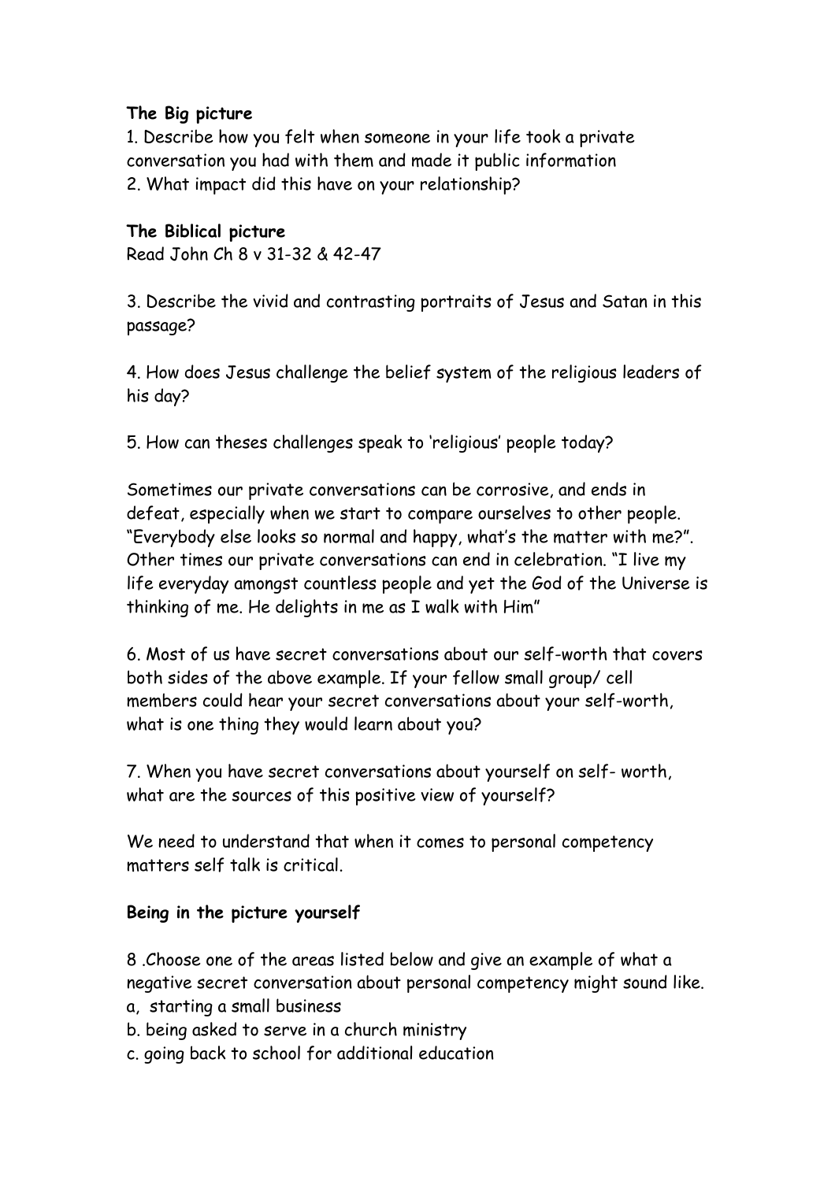**The Big picture**

1. Describe how you felt when someone in your life took a private conversation you had with them and made it public information
2. What impact did this have on your relationship?

**The Biblical picture**

Read John Ch 8 v 31-32 & 42-47

3. Describe the vivid and contrasting portraits of Jesus and Satan in this passage?

4. How does Jesus challenge the belief system of the religious leaders of his day?

5. How can theses challenges speak to 'religious' people today?

Sometimes our private conversations can be corrosive, and ends in defeat, especially when we start to compare ourselves to other people. "Everybody else looks so normal and happy, what's the matter with me?". Other times our private conversations can end in celebration. "I live my life everyday amongst countless people and yet the God of the Universe is thinking of me. He delights in me as I walk with Him"

6. Most of us have secret conversations about our self-worth that covers both sides of the above example. If your fellow small group/ cell members could hear your secret conversations about your self-worth, what is one thing they would learn about you?

7. When you have secret conversations about yourself on self- worth, what are the sources of this positive view of yourself?

We need to understand that when it comes to personal competency matters self talk is critical.

**Being in the picture yourself**

8 .Choose one of the areas listed below and give an example of what a negative secret conversation about personal competency might sound like.

a, starting a small business
b. being asked to serve in a church ministry
c. going back to school for additional education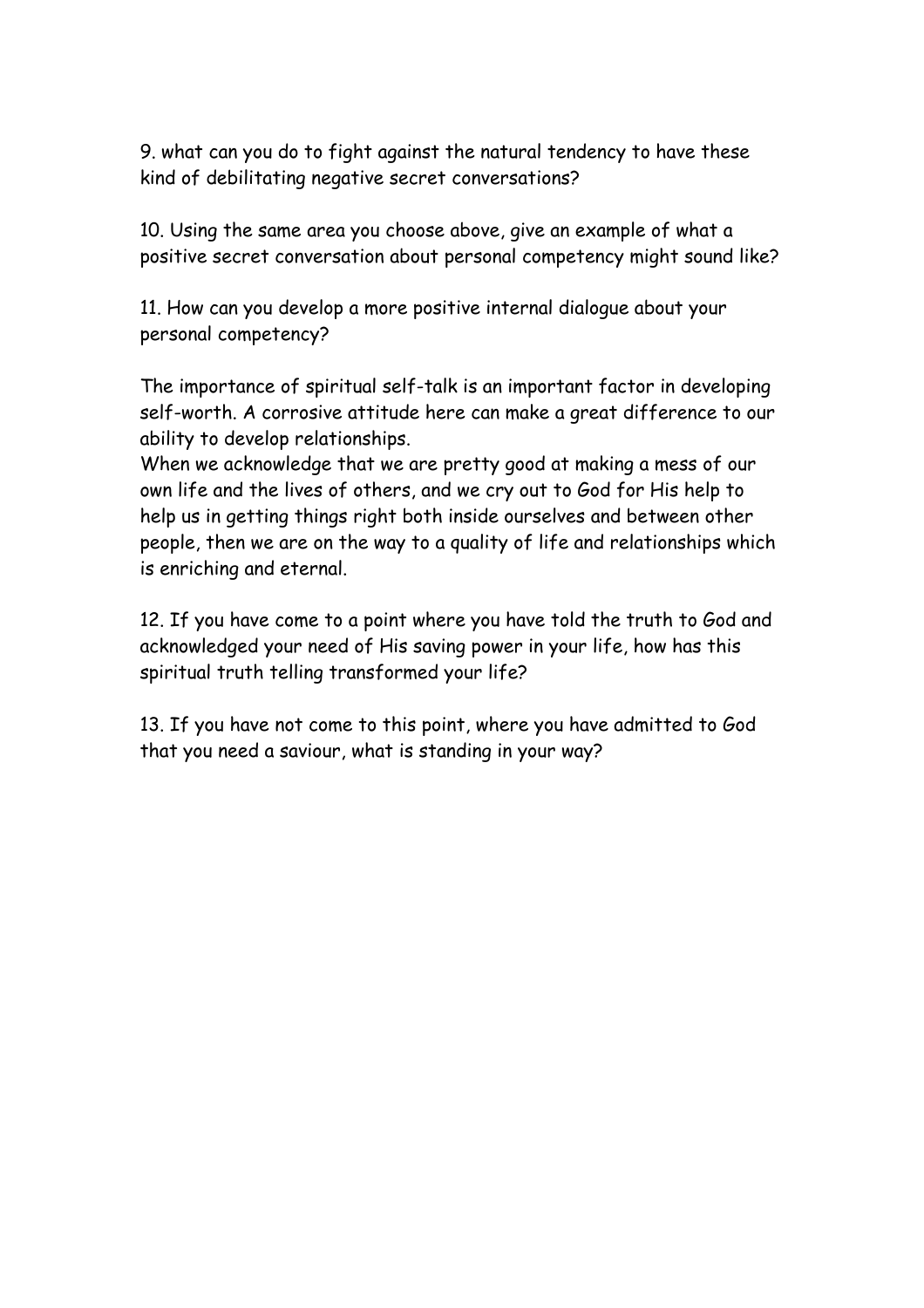9. what can you do to fight against the natural tendency to have these kind of debilitating negative secret conversations?

10. Using the same area you choose above, give an example of what a positive secret conversation about personal competency might sound like?

11. How can you develop a more positive internal dialogue about your personal competency?

The importance of spiritual self-talk is an important factor in developing self-worth. A corrosive attitude here can make a great difference to our ability to develop relationships.
When we acknowledge that we are pretty good at making a mess of our own life and the lives of others, and we cry out to God for His help to help us in getting things right both inside ourselves and between other people, then we are on the way to a quality of life and relationships which is enriching and eternal.

12. If you have come to a point where you have told the truth to God and acknowledged your need of His saving power in your life, how has this spiritual truth telling transformed your life?

13. If you have not come to this point, where you have admitted to God that you need a saviour, what is standing in your way?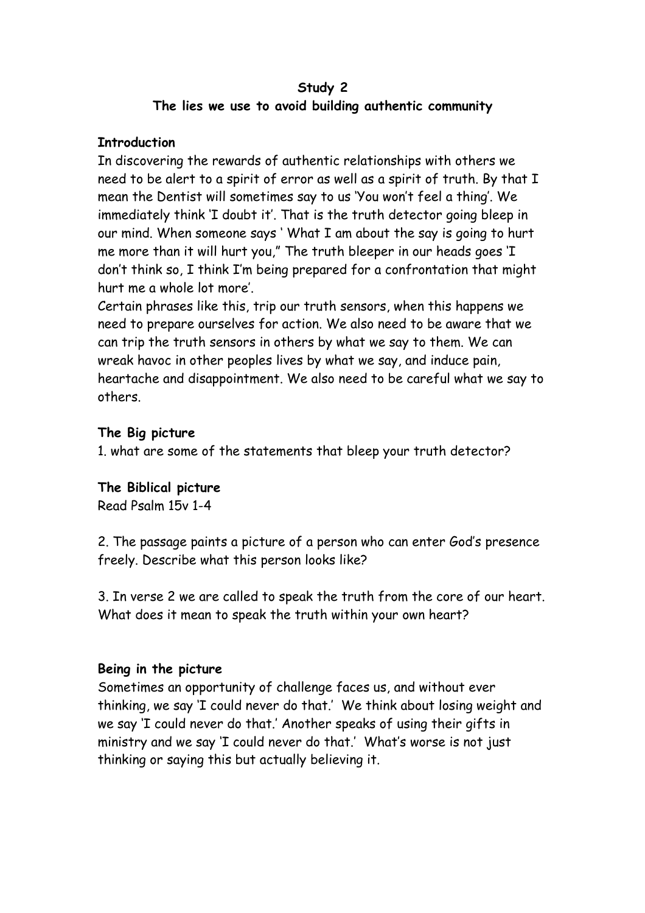**Study 2**

**The lies we use to avoid building authentic community**

**Introduction**

In discovering the rewards of authentic relationships with others we need to be alert to a spirit of error as well as a spirit of truth. By that I mean the Dentist will sometimes say to us 'You won't feel a thing'. We immediately think 'I doubt it'. That is the truth detector going bleep in our mind. When someone says ' What I am about the say is going to hurt me more than it will hurt you," The truth bleeper in our heads goes 'I don't think so, I think I'm being prepared for a confrontation that might hurt me a whole lot more'.

Certain phrases like this, trip our truth sensors, when this happens we need to prepare ourselves for action. We also need to be aware that we can trip the truth sensors in others by what we say to them. We can wreak havoc in other peoples lives by what we say, and induce pain, heartache and disappointment. We also need to be careful what we say to others.

**The Big picture**

1. what are some of the statements that bleep your truth detector?

**The Biblical picture**

Read Psalm 15v 1-4

2. The passage paints a picture of a person who can enter God's presence freely. Describe what this person looks like?

3. In verse 2 we are called to speak the truth from the core of our heart. What does it mean to speak the truth within your own heart?

**Being in the picture**

Sometimes an opportunity of challenge faces us, and without ever thinking, we say 'I could never do that.' We think about losing weight and we say 'I could never do that.' Another speaks of using their gifts in ministry and we say 'I could never do that.' What's worse is not just thinking or saying this but actually believing it.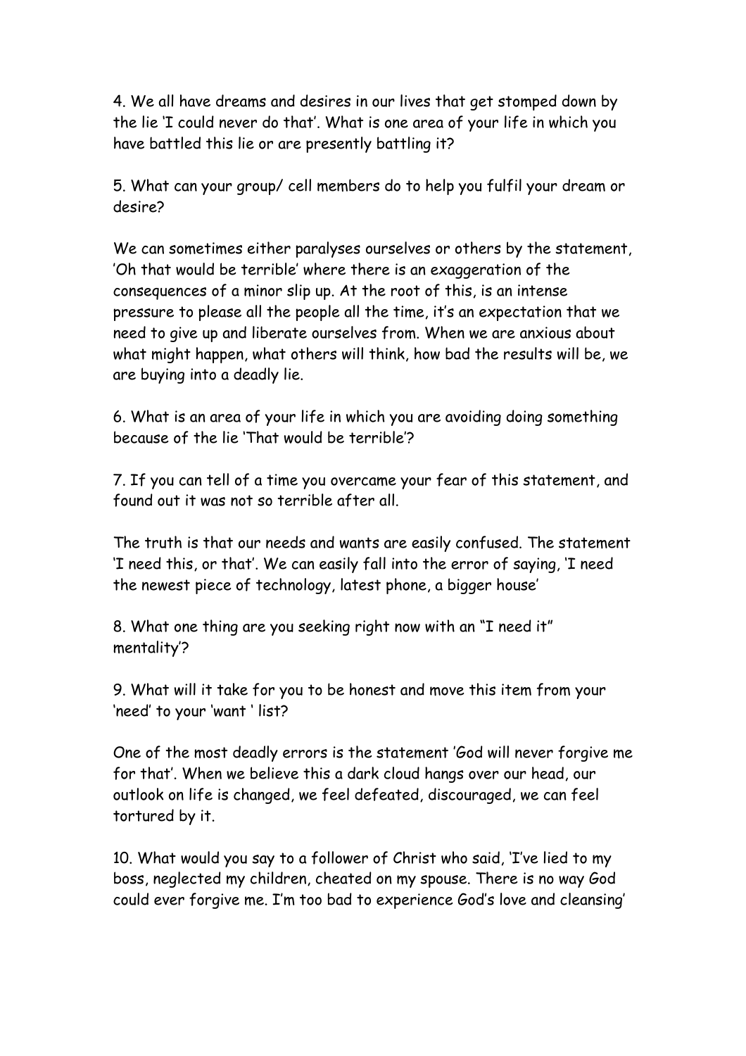4. We all have dreams and desires in our lives that get stomped down by the lie 'I could never do that'. What is one area of your life in which you have battled this lie or are presently battling it?

5. What can your group/ cell members do to help you fulfil your dream or desire?

We can sometimes either paralyses ourselves or others by the statement, 'Oh that would be terrible' where there is an exaggeration of the consequences of a minor slip up. At the root of this, is an intense pressure to please all the people all the time, it's an expectation that we need to give up and liberate ourselves from. When we are anxious about what might happen, what others will think, how bad the results will be, we are buying into a deadly lie.

6. What is an area of your life in which you are avoiding doing something because of the lie 'That would be terrible'?

7. If you can tell of a time you overcame your fear of this statement, and found out it was not so terrible after all.

The truth is that our needs and wants are easily confused. The statement 'I need this, or that'. We can easily fall into the error of saying, 'I need the newest piece of technology, latest phone, a bigger house'

8. What one thing are you seeking right now with an "I need it" mentality'?

9. What will it take for you to be honest and move this item from your 'need' to your 'want ' list?

One of the most deadly errors is the statement 'God will never forgive me for that'. When we believe this a dark cloud hangs over our head, our outlook on life is changed, we feel defeated, discouraged, we can feel tortured by it.

10. What would you say to a follower of Christ who said, 'I've lied to my boss, neglected my children, cheated on my spouse. There is no way God could ever forgive me. I'm too bad to experience God's love and cleansing'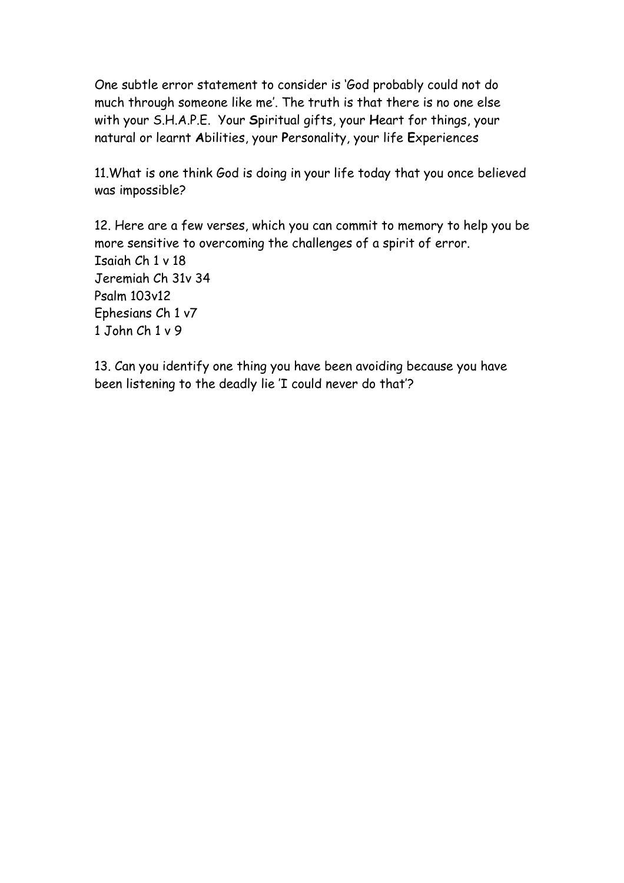One subtle error statement to consider is 'God probably could not do much through someone like me'. The truth is that there is no one else with your S.H.A.P.E. Your **S**piritual gifts, your **H**eart for things, your natural or learnt **A**bilities, your **P**ersonality, your life **E**xperiences

11.What is one think God is doing in your life today that you once believed was impossible?

12. Here are a few verses, which you can commit to memory to help you be more sensitive to overcoming the challenges of a spirit of error.
Isaiah Ch 1 v 18
Jeremiah Ch 31v 34
Psalm 103v12
Ephesians Ch 1 v7
1 John Ch 1 v 9

13. Can you identify one thing you have been avoiding because you have been listening to the deadly lie 'I could never do that'?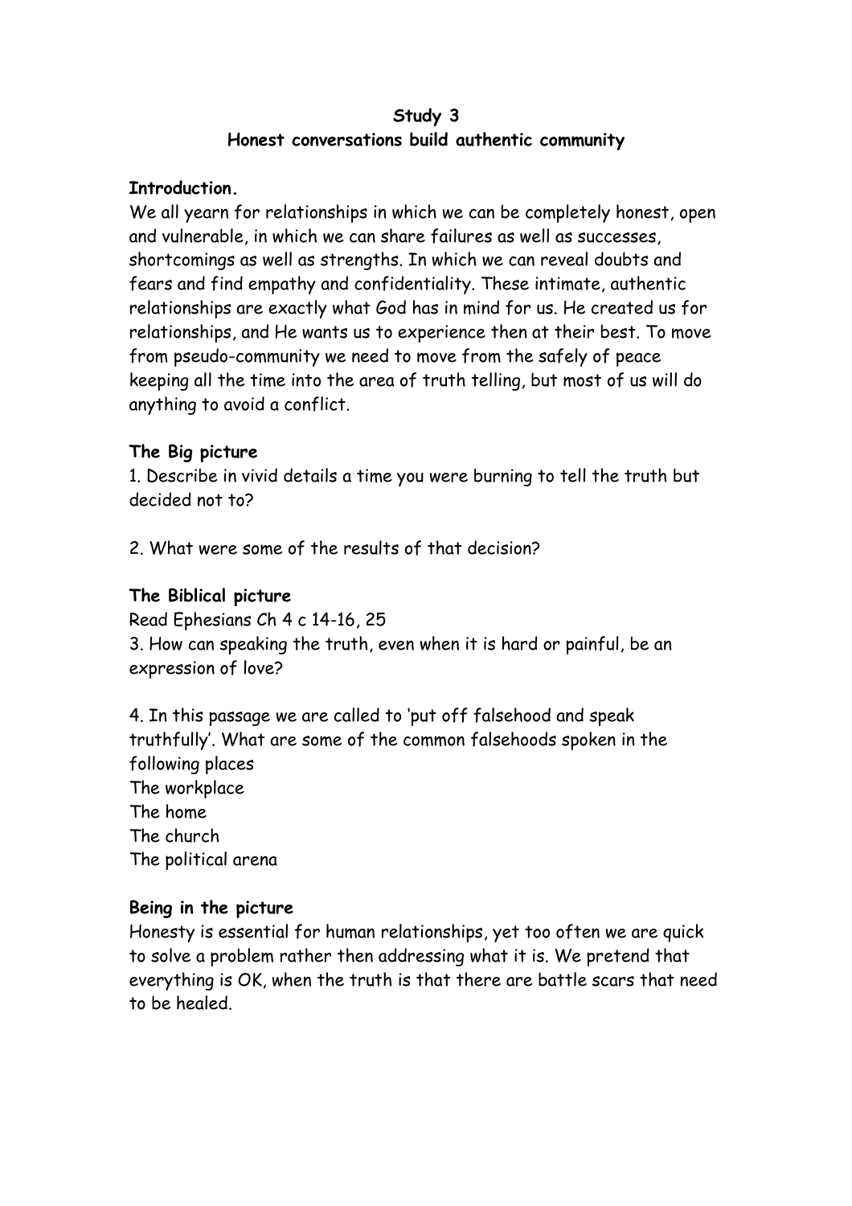**Study 3**

**Honest conversations build authentic community**

**Introduction.**

We all yearn for relationships in which we can be completely honest, open and vulnerable, in which we can share failures as well as successes, shortcomings as well as strengths. In which we can reveal doubts and fears and find empathy and confidentiality. These intimate, authentic relationships are exactly what God has in mind for us. He created us for relationships, and He wants us to experience then at their best. To move from pseudo-community we need to move from the safely of peace keeping all the time into the area of truth telling, but most of us will do anything to avoid a conflict.

**The Big picture**

1. Describe in vivid details a time you were burning to tell the truth but decided not to?

2. What were some of the results of that decision?

**The Biblical picture**

Read Ephesians Ch 4 c 14-16, 25

3. How can speaking the truth, even when it is hard or painful, be an expression of love?

4. In this passage we are called to 'put off falsehood and speak truthfully'. What are some of the common falsehoods spoken in the following places

The workplace

The home

The church

The political arena

**Being in the picture**

Honesty is essential for human relationships, yet too often we are quick to solve a problem rather then addressing what it is. We pretend that everything is OK, when the truth is that there are battle scars that need to be healed.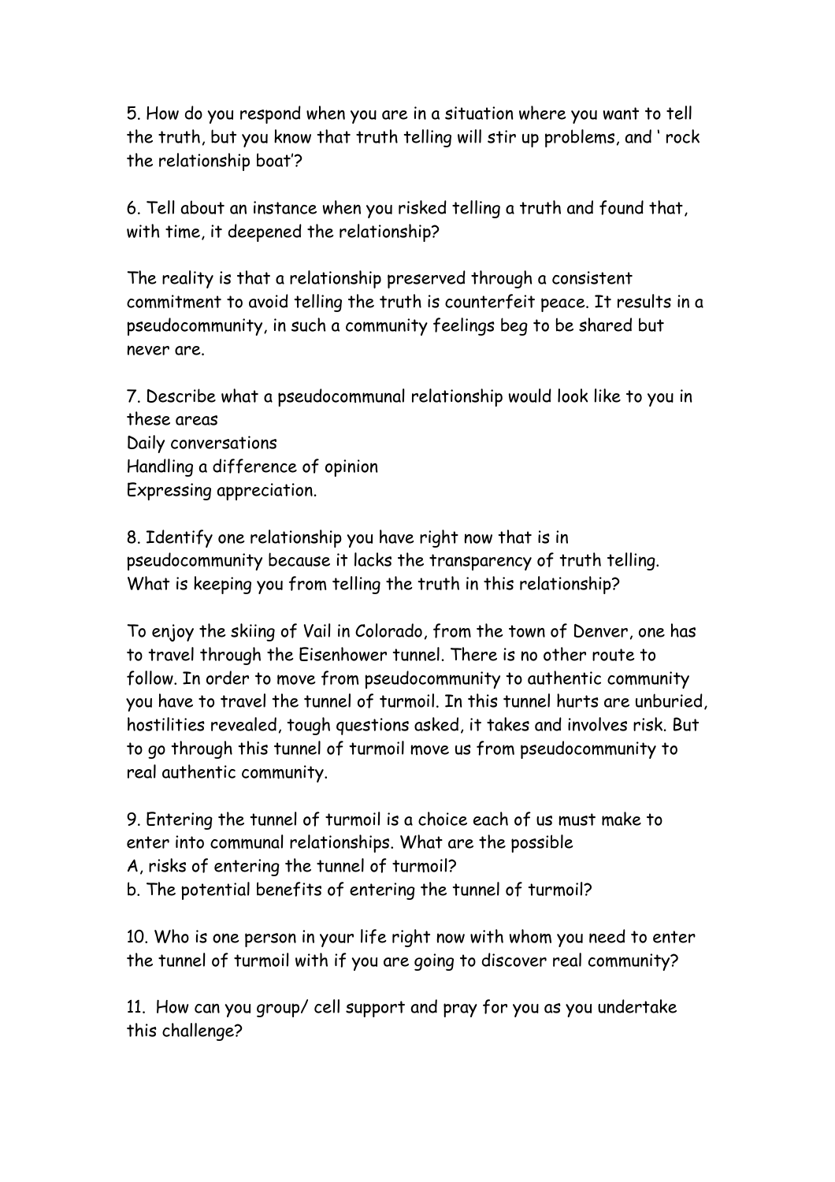5. How do you respond when you are in a situation where you want to tell the truth, but you know that truth telling will stir up problems, and ' rock the relationship boat'?

6. Tell about an instance when you risked telling a truth and found that, with time, it deepened the relationship?

The reality is that a relationship preserved through a consistent commitment to avoid telling the truth is counterfeit peace. It results in a pseudocommunity, in such a community feelings beg to be shared but never are.

7. Describe what a pseudocommunal relationship would look like to you in these areas
Daily conversations
Handling a difference of opinion
Expressing appreciation.

8. Identify one relationship you have right now that is in pseudocommunity because it lacks the transparency of truth telling. What is keeping you from telling the truth in this relationship?

To enjoy the skiing of Vail in Colorado, from the town of Denver, one has to travel through the Eisenhower tunnel. There is no other route to follow. In order to move from pseudocommunity to authentic community you have to travel the tunnel of turmoil. In this tunnel hurts are unburied, hostilities revealed, tough questions asked, it takes and involves risk. But to go through this tunnel of turmoil move us from pseudocommunity to real authentic community.

9. Entering the tunnel of turmoil is a choice each of us must make to enter into communal relationships. What are the possible
A, risks of entering the tunnel of turmoil?
b. The potential benefits of entering the tunnel of turmoil?

10. Who is one person in your life right now with whom you need to enter the tunnel of turmoil with if you are going to discover real community?

11. How can you group/ cell support and pray for you as you undertake this challenge?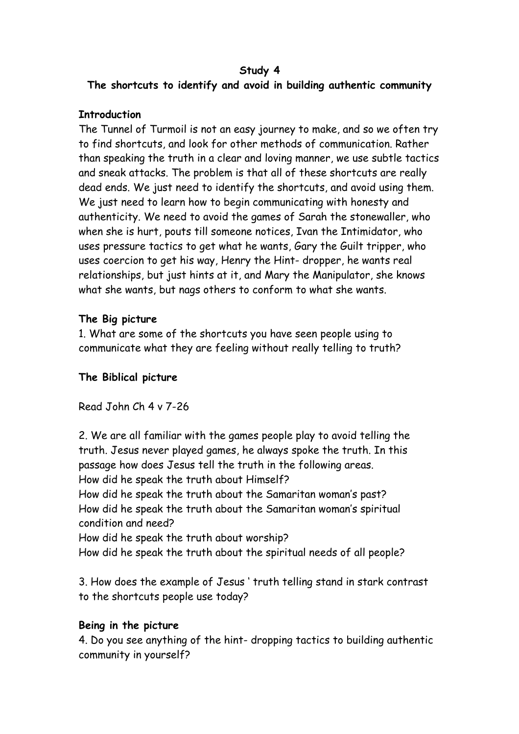**Study 4**

**The shortcuts to identify and avoid in building authentic community**

**Introduction**

The Tunnel of Turmoil is not an easy journey to make, and so we often try to find shortcuts, and look for other methods of communication. Rather than speaking the truth in a clear and loving manner, we use subtle tactics and sneak attacks. The problem is that all of these shortcuts are really dead ends. We just need to identify the shortcuts, and avoid using them. We just need to learn how to begin communicating with honesty and authenticity. We need to avoid the games of Sarah the stonewaller, who when she is hurt, pouts till someone notices, Ivan the Intimidator, who uses pressure tactics to get what he wants, Gary the Guilt tripper, who uses coercion to get his way, Henry the Hint- dropper, he wants real relationships, but just hints at it, and Mary the Manipulator, she knows what she wants, but nags others to conform to what she wants.

**The Big picture**

1. What are some of the shortcuts you have seen people using to communicate what they are feeling without really telling to truth?

**The Biblical picture**

Read John Ch 4 v 7-26

2. We are all familiar with the games people play to avoid telling the truth. Jesus never played games, he always spoke the truth. In this passage how does Jesus tell the truth in the following areas.
How did he speak the truth about Himself?
How did he speak the truth about the Samaritan woman's past?
How did he speak the truth about the Samaritan woman's spiritual condition and need?
How did he speak the truth about worship?
How did he speak the truth about the spiritual needs of all people?

3. How does the example of Jesus ' truth telling stand in stark contrast to the shortcuts people use today?

**Being in the picture**

4. Do you see anything of the hint- dropping tactics to building authentic community in yourself?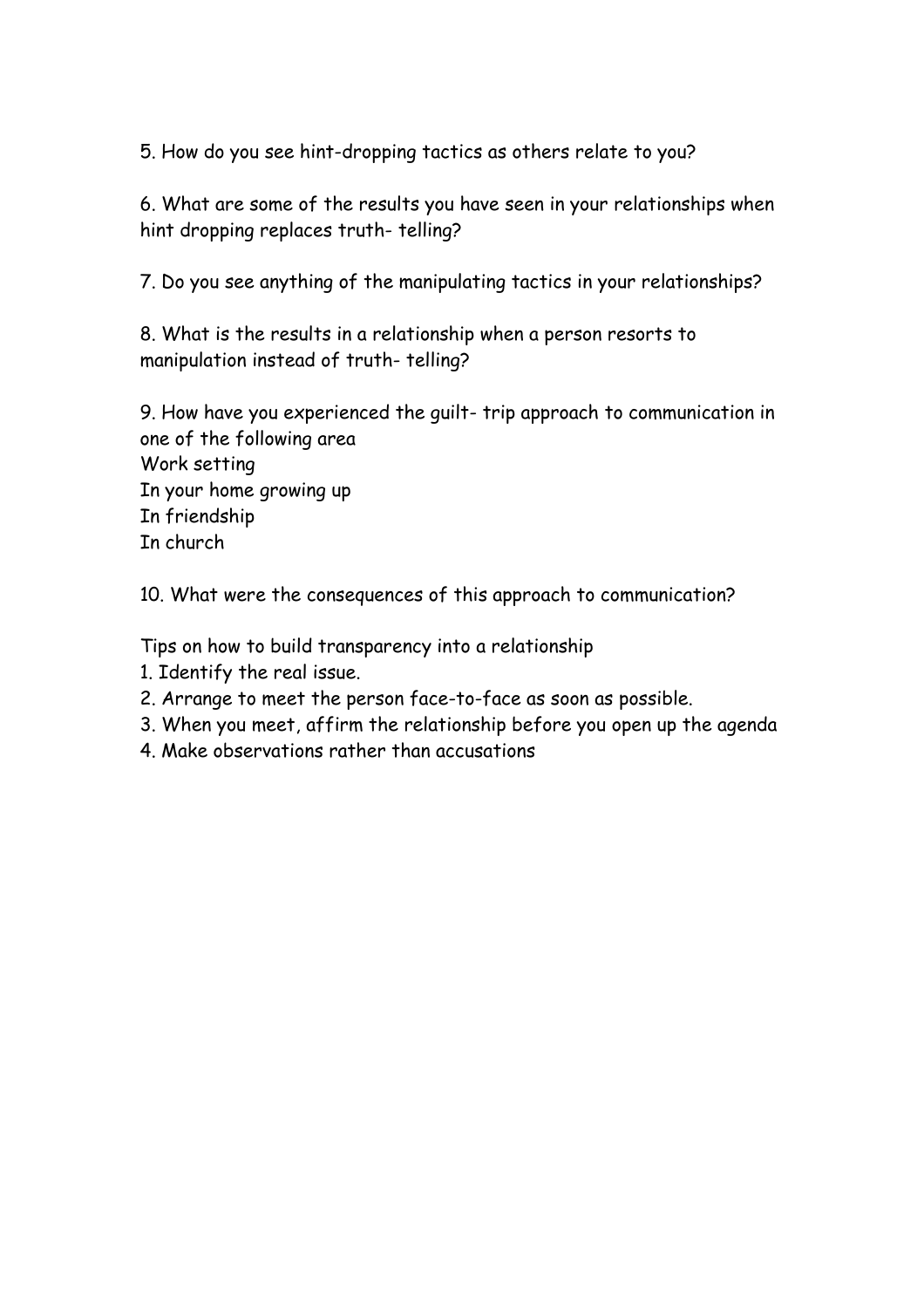5. How do you see hint-dropping tactics as others relate to you?

6. What are some of the results you have seen in your relationships when hint dropping replaces truth- telling?

7. Do you see anything of the manipulating tactics in your relationships?

8. What is the results in a relationship when a person resorts to manipulation instead of truth- telling?

9. How have you experienced the guilt- trip approach to communication in one of the following area
Work setting
In your home growing up
In friendship
In church

10. What were the consequences of this approach to communication?

Tips on how to build transparency into a relationship
1. Identify the real issue.
2. Arrange to meet the person face-to-face as soon as possible.
3. When you meet, affirm the relationship before you open up the agenda
4. Make observations rather than accusations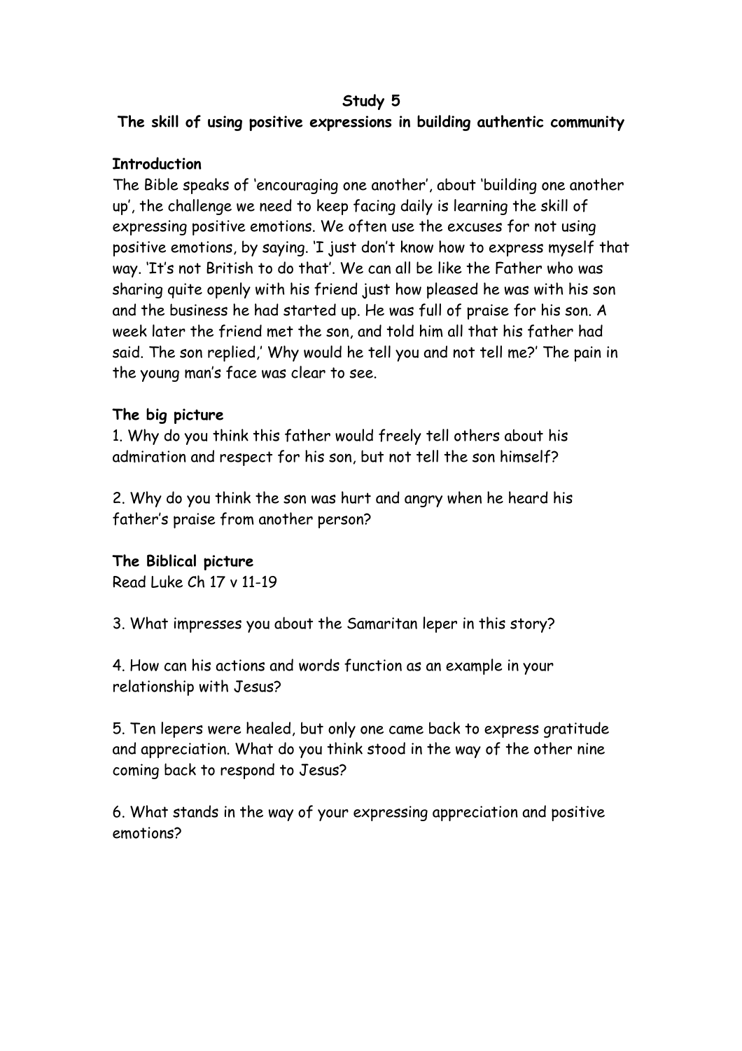**Study 5**

**The skill of using positive expressions in building authentic community**

**Introduction**

The Bible speaks of 'encouraging one another', about 'building one another up', the challenge we need to keep facing daily is learning the skill of expressing positive emotions. We often use the excuses for not using positive emotions, by saying. 'I just don't know how to express myself that way. 'It's not British to do that'. We can all be like the Father who was sharing quite openly with his friend just how pleased he was with his son and the business he had started up. He was full of praise for his son. A week later the friend met the son, and told him all that his father had said. The son replied,' Why would he tell you and not tell me?' The pain in the young man's face was clear to see.

**The big picture**

1. Why do you think this father would freely tell others about his admiration and respect for his son, but not tell the son himself?

2. Why do you think the son was hurt and angry when he heard his father's praise from another person?

**The Biblical picture**

Read Luke Ch 17 v 11-19

3. What impresses you about the Samaritan leper in this story?

4. How can his actions and words function as an example in your relationship with Jesus?

5. Ten lepers were healed, but only one came back to express gratitude and appreciation. What do you think stood in the way of the other nine coming back to respond to Jesus?

6. What stands in the way of your expressing appreciation and positive emotions?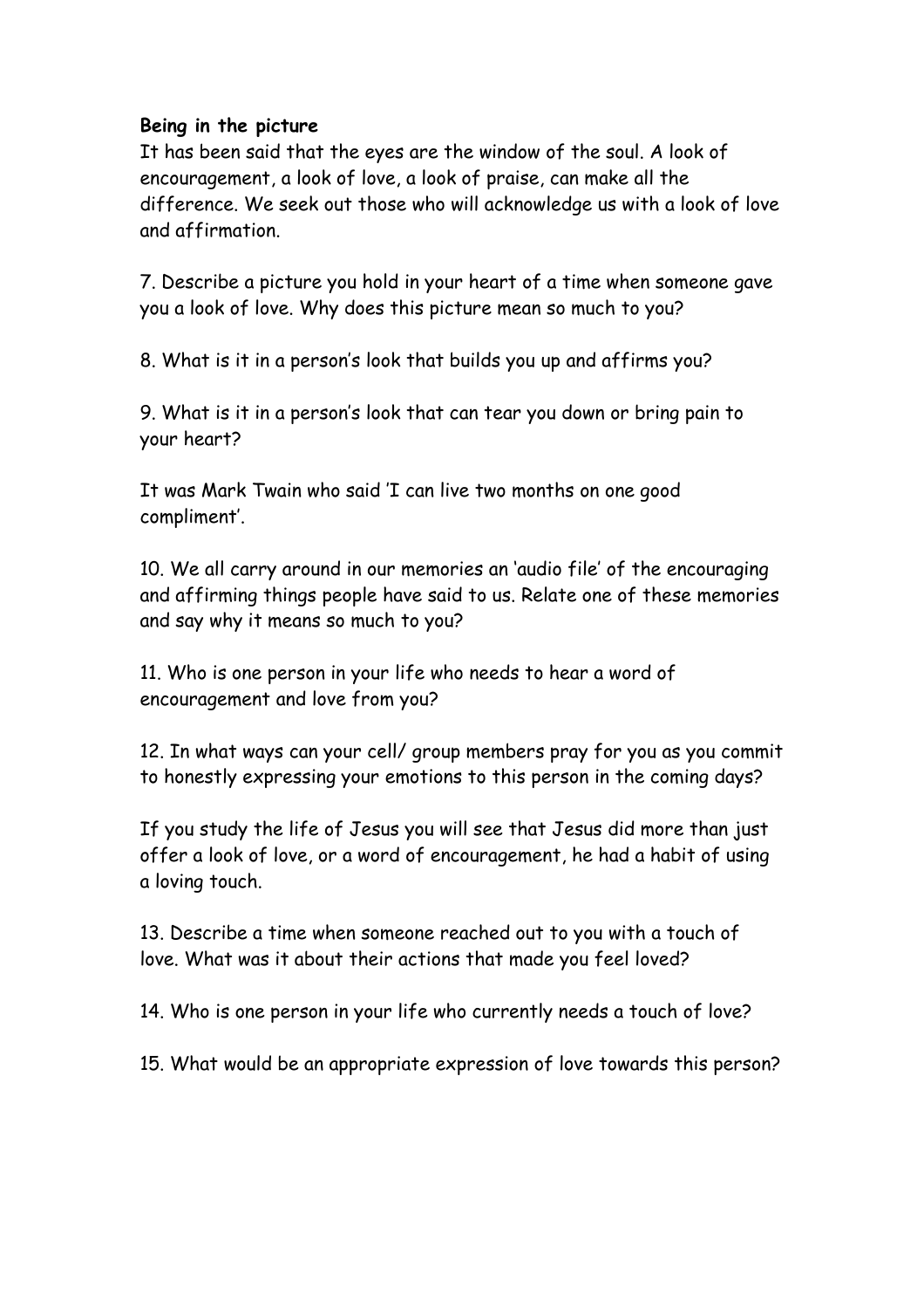**Being in the picture**

It has been said that the eyes are the window of the soul. A look of encouragement, a look of love, a look of praise, can make all the difference. We seek out those who will acknowledge us with a look of love and affirmation.

7. Describe a picture you hold in your heart of a time when someone gave you a look of love. Why does this picture mean so much to you?

8. What is it in a person's look that builds you up and affirms you?

9. What is it in a person's look that can tear you down or bring pain to your heart?

It was Mark Twain who said 'I can live two months on one good compliment'.

10. We all carry around in our memories an 'audio file' of the encouraging and affirming things people have said to us. Relate one of these memories and say why it means so much to you?

11. Who is one person in your life who needs to hear a word of encouragement and love from you?

12. In what ways can your cell/ group members pray for you as you commit to honestly expressing your emotions to this person in the coming days?

If you study the life of Jesus you will see that Jesus did more than just offer a look of love, or a word of encouragement, he had a habit of using a loving touch.

13. Describe a time when someone reached out to you with a touch of love. What was it about their actions that made you feel loved?

14. Who is one person in your life who currently needs a touch of love?

15. What would be an appropriate expression of love towards this person?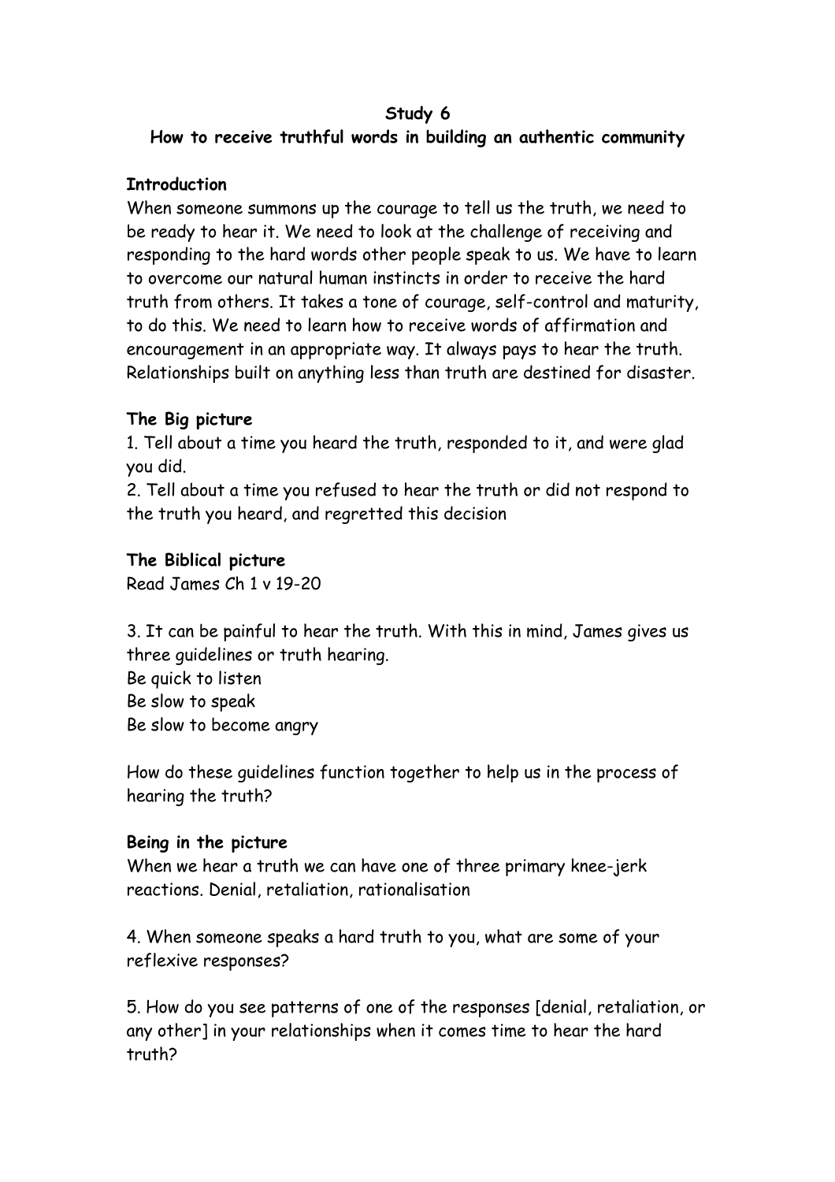**Study 6**

**How to receive truthful words in building an authentic community**

**Introduction**

When someone summons up the courage to tell us the truth, we need to be ready to hear it. We need to look at the challenge of receiving and responding to the hard words other people speak to us. We have to learn to overcome our natural human instincts in order to receive the hard truth from others. It takes a tone of courage, self-control and maturity, to do this. We need to learn how to receive words of affirmation and encouragement in an appropriate way. It always pays to hear the truth. Relationships built on anything less than truth are destined for disaster.

**The Big picture**

1. Tell about a time you heard the truth, responded to it, and were glad you did.
2. Tell about a time you refused to hear the truth or did not respond to the truth you heard, and regretted this decision

**The Biblical picture**

Read James Ch 1 v 19-20

3. It can be painful to hear the truth. With this in mind, James gives us three guidelines or truth hearing.

Be quick to listen
Be slow to speak
Be slow to become angry

How do these guidelines function together to help us in the process of hearing the truth?

**Being in the picture**

When we hear a truth we can have one of three primary knee-jerk reactions. Denial, retaliation, rationalisation

4. When someone speaks a hard truth to you, what are some of your reflexive responses?

5. How do you see patterns of one of the responses [denial, retaliation, or any other] in your relationships when it comes time to hear the hard truth?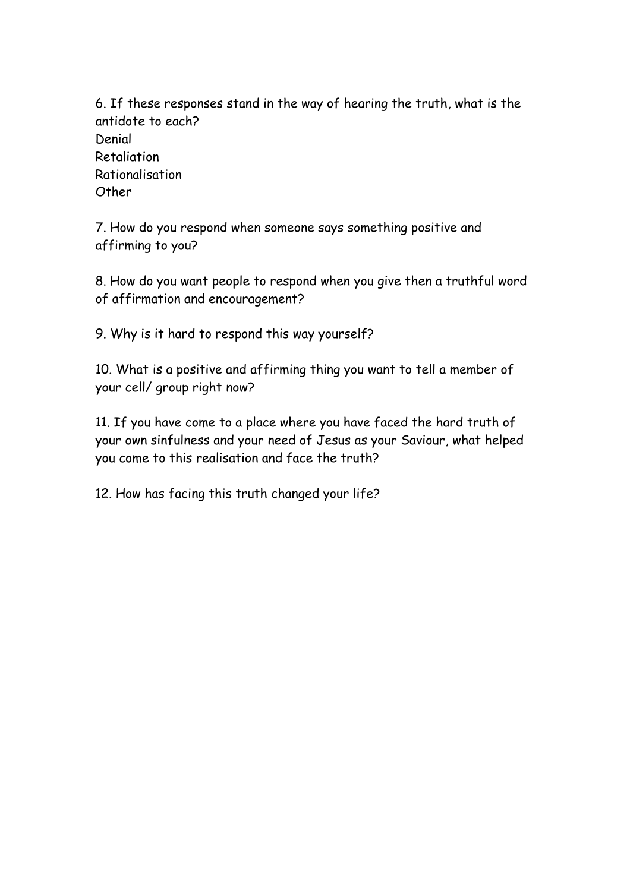6. If these responses stand in the way of hearing the truth, what is the antidote to each?
Denial
Retaliation
Rationalisation
Other

7. How do you respond when someone says something positive and affirming to you?

8. How do you want people to respond when you give then a truthful word of affirmation and encouragement?

9. Why is it hard to respond this way yourself?

10. What is a positive and affirming thing you want to tell a member of your cell/ group right now?

11. If you have come to a place where you have faced the hard truth of your own sinfulness and your need of Jesus as your Saviour, what helped you come to this realisation and face the truth?

12. How has facing this truth changed your life?